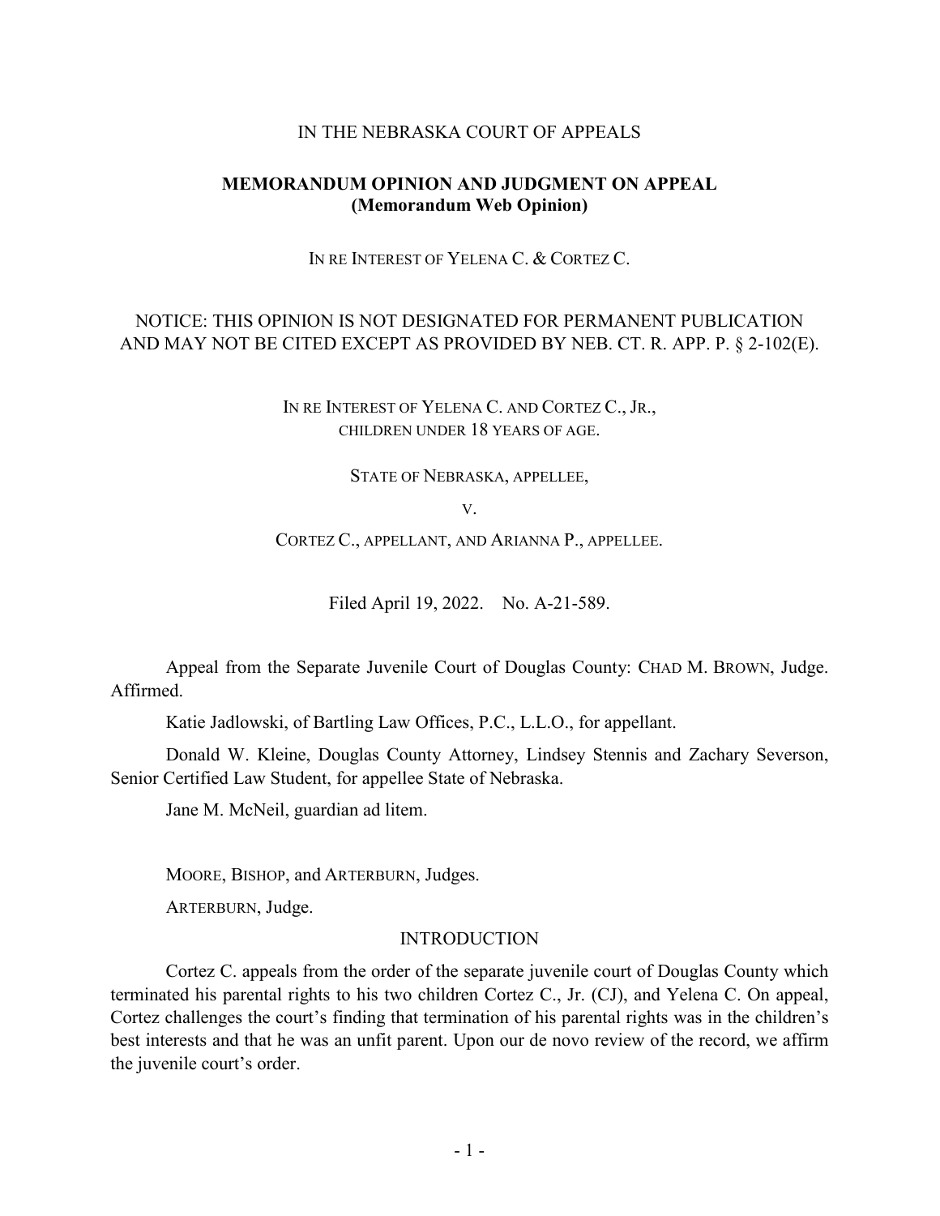IN THE NEBRASKA COURT OF APPEALS

**MEMORANDUM OPINION AND JUDGMENT ON APPEAL**
**(Memorandum Web Opinion)**

IN RE INTEREST OF YELENA C. & CORTEZ C.

NOTICE: THIS OPINION IS NOT DESIGNATED FOR PERMANENT PUBLICATION AND MAY NOT BE CITED EXCEPT AS PROVIDED BY NEB. CT. R. APP. P. § 2-102(E).

IN RE INTEREST OF YELENA C. AND CORTEZ C., JR., CHILDREN UNDER 18 YEARS OF AGE.

STATE OF NEBRASKA, APPELLEE,

V.

CORTEZ C., APPELLANT, AND ARIANNA P., APPELLEE.

Filed April 19, 2022. No. A-21-589.

Appeal from the Separate Juvenile Court of Douglas County: CHAD M. BROWN, Judge. Affirmed.

Katie Jadlowski, of Bartling Law Offices, P.C., L.L.O., for appellant.

Donald W. Kleine, Douglas County Attorney, Lindsey Stennis and Zachary Severson, Senior Certified Law Student, for appellee State of Nebraska.

Jane M. McNeil, guardian ad litem.

MOORE, BISHOP, and ARTERBURN, Judges.

ARTERBURN, Judge.

## INTRODUCTION

Cortez C. appeals from the order of the separate juvenile court of Douglas County which terminated his parental rights to his two children Cortez C., Jr. (CJ), and Yelena C. On appeal, Cortez challenges the court's finding that termination of his parental rights was in the children's best interests and that he was an unfit parent. Upon our de novo review of the record, we affirm the juvenile court's order.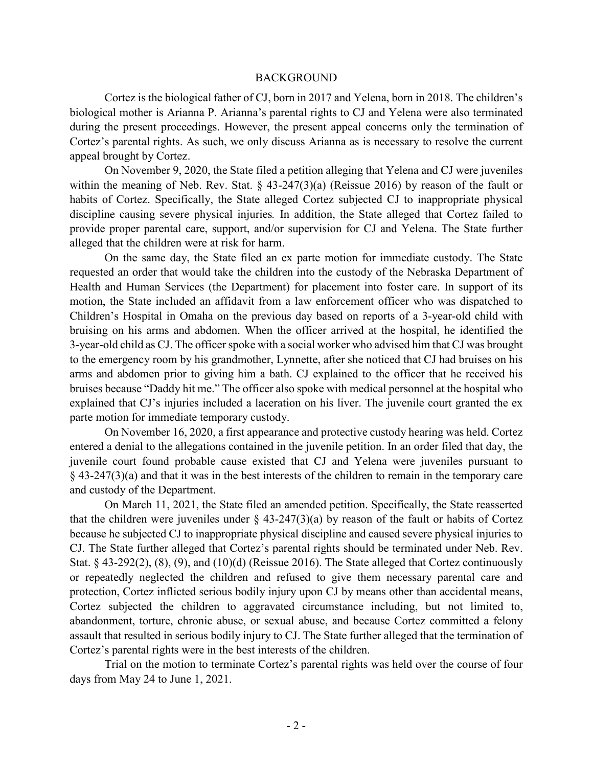## BACKGROUND

Cortez is the biological father of CJ, born in 2017 and Yelena, born in 2018. The children's biological mother is Arianna P. Arianna's parental rights to CJ and Yelena were also terminated during the present proceedings. However, the present appeal concerns only the termination of Cortez's parental rights. As such, we only discuss Arianna as is necessary to resolve the current appeal brought by Cortez.

On November 9, 2020, the State filed a petition alleging that Yelena and CJ were juveniles within the meaning of Neb. Rev. Stat. § 43-247(3)(a) (Reissue 2016) by reason of the fault or habits of Cortez. Specifically, the State alleged Cortez subjected CJ to inappropriate physical discipline causing severe physical injuries. In addition, the State alleged that Cortez failed to provide proper parental care, support, and/or supervision for CJ and Yelena. The State further alleged that the children were at risk for harm.

On the same day, the State filed an ex parte motion for immediate custody. The State requested an order that would take the children into the custody of the Nebraska Department of Health and Human Services (the Department) for placement into foster care. In support of its motion, the State included an affidavit from a law enforcement officer who was dispatched to Children's Hospital in Omaha on the previous day based on reports of a 3-year-old child with bruising on his arms and abdomen. When the officer arrived at the hospital, he identified the 3-year-old child as CJ. The officer spoke with a social worker who advised him that CJ was brought to the emergency room by his grandmother, Lynnette, after she noticed that CJ had bruises on his arms and abdomen prior to giving him a bath. CJ explained to the officer that he received his bruises because "Daddy hit me." The officer also spoke with medical personnel at the hospital who explained that CJ's injuries included a laceration on his liver. The juvenile court granted the ex parte motion for immediate temporary custody.

On November 16, 2020, a first appearance and protective custody hearing was held. Cortez entered a denial to the allegations contained in the juvenile petition. In an order filed that day, the juvenile court found probable cause existed that CJ and Yelena were juveniles pursuant to § 43-247(3)(a) and that it was in the best interests of the children to remain in the temporary care and custody of the Department.

On March 11, 2021, the State filed an amended petition. Specifically, the State reasserted that the children were juveniles under § 43-247(3)(a) by reason of the fault or habits of Cortez because he subjected CJ to inappropriate physical discipline and caused severe physical injuries to CJ. The State further alleged that Cortez's parental rights should be terminated under Neb. Rev. Stat. § 43-292(2), (8), (9), and (10)(d) (Reissue 2016). The State alleged that Cortez continuously or repeatedly neglected the children and refused to give them necessary parental care and protection, Cortez inflicted serious bodily injury upon CJ by means other than accidental means, Cortez subjected the children to aggravated circumstance including, but not limited to, abandonment, torture, chronic abuse, or sexual abuse, and because Cortez committed a felony assault that resulted in serious bodily injury to CJ. The State further alleged that the termination of Cortez's parental rights were in the best interests of the children.

Trial on the motion to terminate Cortez's parental rights was held over the course of four days from May 24 to June 1, 2021.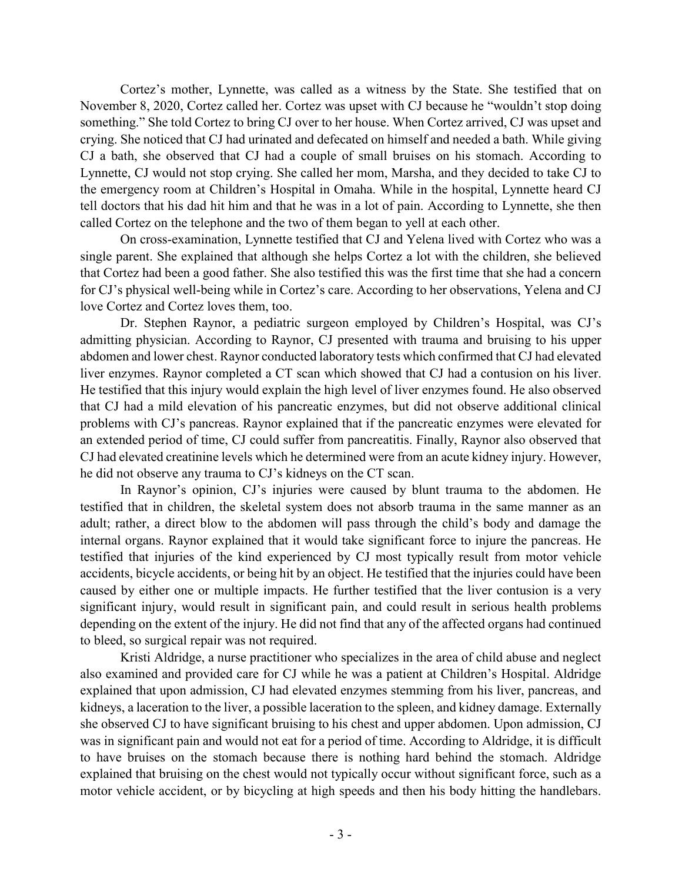Cortez's mother, Lynnette, was called as a witness by the State. She testified that on November 8, 2020, Cortez called her. Cortez was upset with CJ because he "wouldn't stop doing something." She told Cortez to bring CJ over to her house. When Cortez arrived, CJ was upset and crying. She noticed that CJ had urinated and defecated on himself and needed a bath. While giving CJ a bath, she observed that CJ had a couple of small bruises on his stomach. According to Lynnette, CJ would not stop crying. She called her mom, Marsha, and they decided to take CJ to the emergency room at Children's Hospital in Omaha. While in the hospital, Lynnette heard CJ tell doctors that his dad hit him and that he was in a lot of pain. According to Lynnette, she then called Cortez on the telephone and the two of them began to yell at each other.

On cross-examination, Lynnette testified that CJ and Yelena lived with Cortez who was a single parent. She explained that although she helps Cortez a lot with the children, she believed that Cortez had been a good father. She also testified this was the first time that she had a concern for CJ's physical well-being while in Cortez's care. According to her observations, Yelena and CJ love Cortez and Cortez loves them, too.

Dr. Stephen Raynor, a pediatric surgeon employed by Children's Hospital, was CJ's admitting physician. According to Raynor, CJ presented with trauma and bruising to his upper abdomen and lower chest. Raynor conducted laboratory tests which confirmed that CJ had elevated liver enzymes. Raynor completed a CT scan which showed that CJ had a contusion on his liver. He testified that this injury would explain the high level of liver enzymes found. He also observed that CJ had a mild elevation of his pancreatic enzymes, but did not observe additional clinical problems with CJ's pancreas. Raynor explained that if the pancreatic enzymes were elevated for an extended period of time, CJ could suffer from pancreatitis. Finally, Raynor also observed that CJ had elevated creatinine levels which he determined were from an acute kidney injury. However, he did not observe any trauma to CJ's kidneys on the CT scan.

In Raynor's opinion, CJ's injuries were caused by blunt trauma to the abdomen. He testified that in children, the skeletal system does not absorb trauma in the same manner as an adult; rather, a direct blow to the abdomen will pass through the child's body and damage the internal organs. Raynor explained that it would take significant force to injure the pancreas. He testified that injuries of the kind experienced by CJ most typically result from motor vehicle accidents, bicycle accidents, or being hit by an object. He testified that the injuries could have been caused by either one or multiple impacts. He further testified that the liver contusion is a very significant injury, would result in significant pain, and could result in serious health problems depending on the extent of the injury. He did not find that any of the affected organs had continued to bleed, so surgical repair was not required.

Kristi Aldridge, a nurse practitioner who specializes in the area of child abuse and neglect also examined and provided care for CJ while he was a patient at Children's Hospital. Aldridge explained that upon admission, CJ had elevated enzymes stemming from his liver, pancreas, and kidneys, a laceration to the liver, a possible laceration to the spleen, and kidney damage. Externally she observed CJ to have significant bruising to his chest and upper abdomen. Upon admission, CJ was in significant pain and would not eat for a period of time. According to Aldridge, it is difficult to have bruises on the stomach because there is nothing hard behind the stomach. Aldridge explained that bruising on the chest would not typically occur without significant force, such as a motor vehicle accident, or by bicycling at high speeds and then his body hitting the handlebars.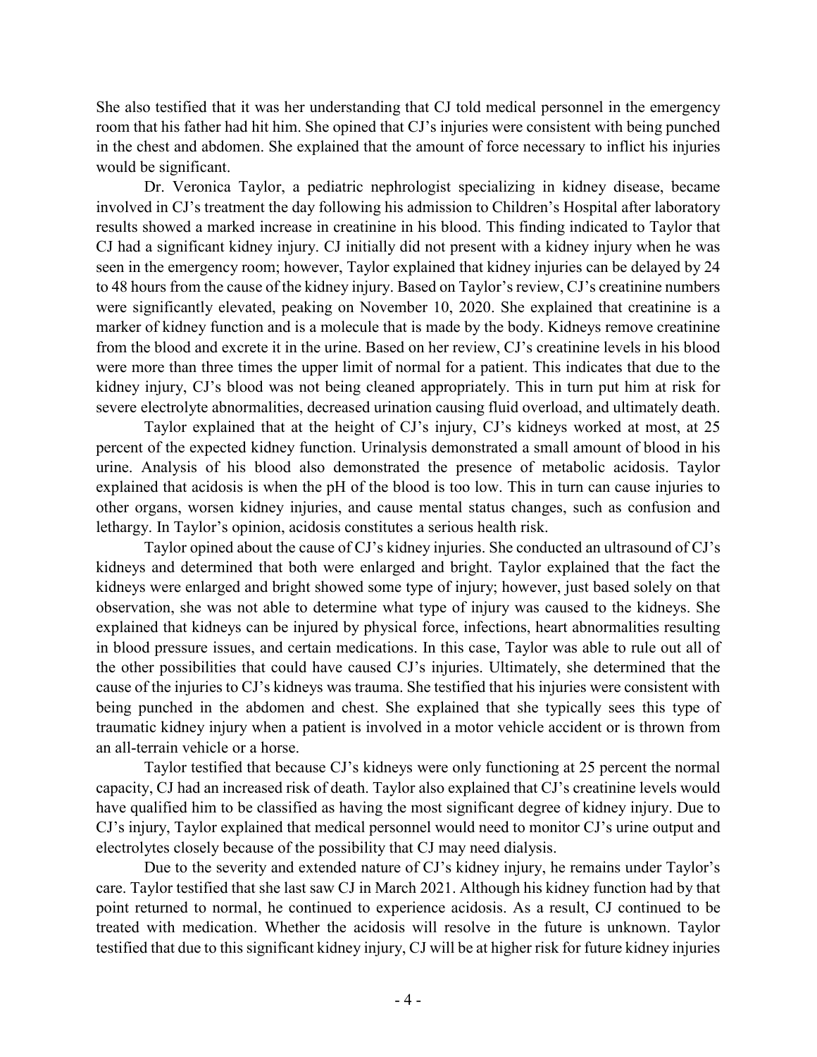She also testified that it was her understanding that CJ told medical personnel in the emergency room that his father had hit him. She opined that CJ's injuries were consistent with being punched in the chest and abdomen. She explained that the amount of force necessary to inflict his injuries would be significant.

Dr. Veronica Taylor, a pediatric nephrologist specializing in kidney disease, became involved in CJ's treatment the day following his admission to Children's Hospital after laboratory results showed a marked increase in creatinine in his blood. This finding indicated to Taylor that CJ had a significant kidney injury. CJ initially did not present with a kidney injury when he was seen in the emergency room; however, Taylor explained that kidney injuries can be delayed by 24 to 48 hours from the cause of the kidney injury. Based on Taylor's review, CJ's creatinine numbers were significantly elevated, peaking on November 10, 2020. She explained that creatinine is a marker of kidney function and is a molecule that is made by the body. Kidneys remove creatinine from the blood and excrete it in the urine. Based on her review, CJ's creatinine levels in his blood were more than three times the upper limit of normal for a patient. This indicates that due to the kidney injury, CJ's blood was not being cleaned appropriately. This in turn put him at risk for severe electrolyte abnormalities, decreased urination causing fluid overload, and ultimately death.

Taylor explained that at the height of CJ's injury, CJ's kidneys worked at most, at 25 percent of the expected kidney function. Urinalysis demonstrated a small amount of blood in his urine. Analysis of his blood also demonstrated the presence of metabolic acidosis. Taylor explained that acidosis is when the pH of the blood is too low. This in turn can cause injuries to other organs, worsen kidney injuries, and cause mental status changes, such as confusion and lethargy. In Taylor's opinion, acidosis constitutes a serious health risk.

Taylor opined about the cause of CJ's kidney injuries. She conducted an ultrasound of CJ's kidneys and determined that both were enlarged and bright. Taylor explained that the fact the kidneys were enlarged and bright showed some type of injury; however, just based solely on that observation, she was not able to determine what type of injury was caused to the kidneys. She explained that kidneys can be injured by physical force, infections, heart abnormalities resulting in blood pressure issues, and certain medications. In this case, Taylor was able to rule out all of the other possibilities that could have caused CJ's injuries. Ultimately, she determined that the cause of the injuries to CJ's kidneys was trauma. She testified that his injuries were consistent with being punched in the abdomen and chest. She explained that she typically sees this type of traumatic kidney injury when a patient is involved in a motor vehicle accident or is thrown from an all-terrain vehicle or a horse.

Taylor testified that because CJ's kidneys were only functioning at 25 percent the normal capacity, CJ had an increased risk of death. Taylor also explained that CJ's creatinine levels would have qualified him to be classified as having the most significant degree of kidney injury. Due to CJ's injury, Taylor explained that medical personnel would need to monitor CJ's urine output and electrolytes closely because of the possibility that CJ may need dialysis.

Due to the severity and extended nature of CJ's kidney injury, he remains under Taylor's care. Taylor testified that she last saw CJ in March 2021. Although his kidney function had by that point returned to normal, he continued to experience acidosis. As a result, CJ continued to be treated with medication. Whether the acidosis will resolve in the future is unknown. Taylor testified that due to this significant kidney injury, CJ will be at higher risk for future kidney injuries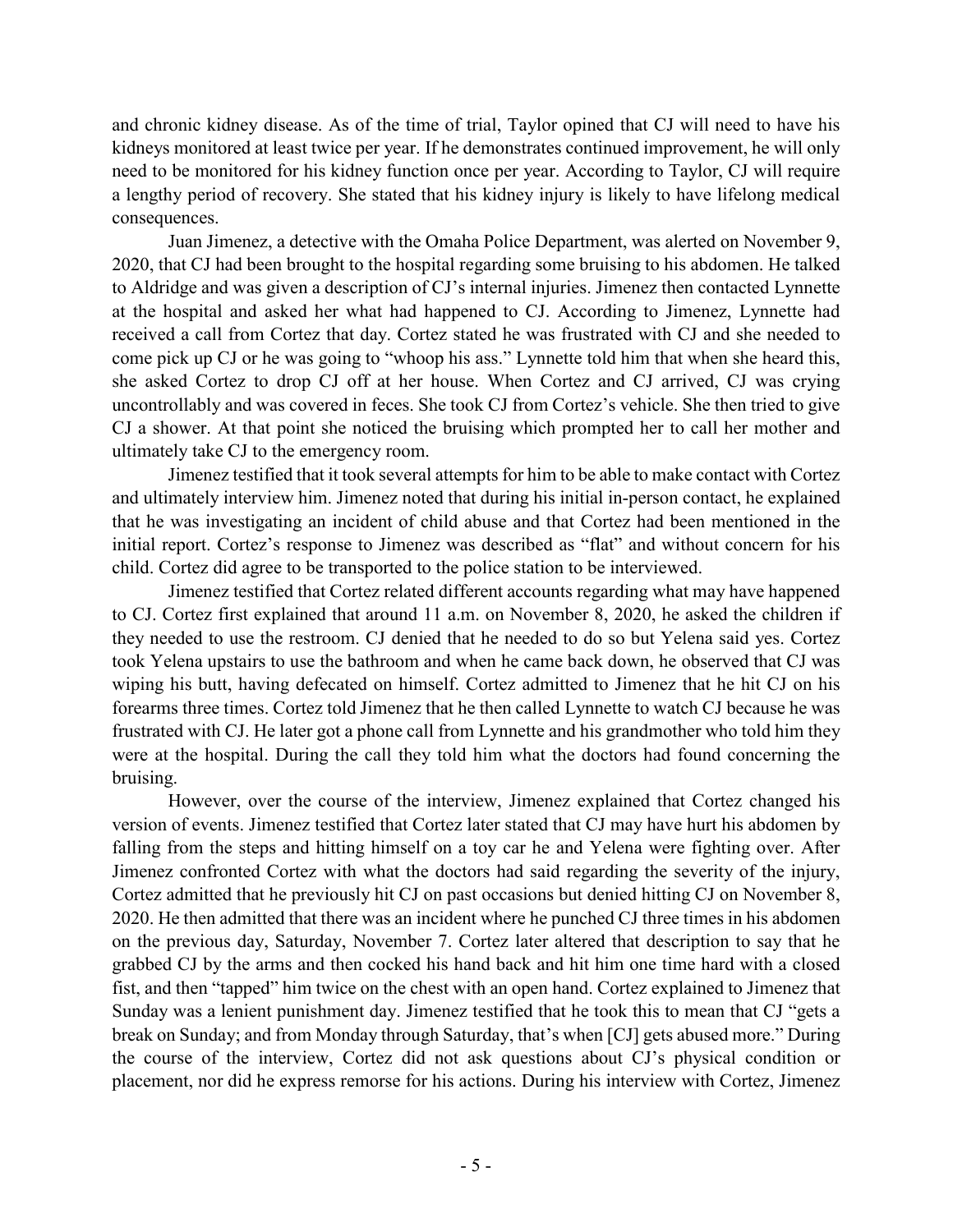and chronic kidney disease. As of the time of trial, Taylor opined that CJ will need to have his kidneys monitored at least twice per year. If he demonstrates continued improvement, he will only need to be monitored for his kidney function once per year. According to Taylor, CJ will require a lengthy period of recovery. She stated that his kidney injury is likely to have lifelong medical consequences.

Juan Jimenez, a detective with the Omaha Police Department, was alerted on November 9, 2020, that CJ had been brought to the hospital regarding some bruising to his abdomen. He talked to Aldridge and was given a description of CJ's internal injuries. Jimenez then contacted Lynnette at the hospital and asked her what had happened to CJ. According to Jimenez, Lynnette had received a call from Cortez that day. Cortez stated he was frustrated with CJ and she needed to come pick up CJ or he was going to "whoop his ass." Lynnette told him that when she heard this, she asked Cortez to drop CJ off at her house. When Cortez and CJ arrived, CJ was crying uncontrollably and was covered in feces. She took CJ from Cortez's vehicle. She then tried to give CJ a shower. At that point she noticed the bruising which prompted her to call her mother and ultimately take CJ to the emergency room.

Jimenez testified that it took several attempts for him to be able to make contact with Cortez and ultimately interview him. Jimenez noted that during his initial in-person contact, he explained that he was investigating an incident of child abuse and that Cortez had been mentioned in the initial report. Cortez's response to Jimenez was described as "flat" and without concern for his child. Cortez did agree to be transported to the police station to be interviewed.

Jimenez testified that Cortez related different accounts regarding what may have happened to CJ. Cortez first explained that around 11 a.m. on November 8, 2020, he asked the children if they needed to use the restroom. CJ denied that he needed to do so but Yelena said yes. Cortez took Yelena upstairs to use the bathroom and when he came back down, he observed that CJ was wiping his butt, having defecated on himself. Cortez admitted to Jimenez that he hit CJ on his forearms three times. Cortez told Jimenez that he then called Lynnette to watch CJ because he was frustrated with CJ. He later got a phone call from Lynnette and his grandmother who told him they were at the hospital. During the call they told him what the doctors had found concerning the bruising.

However, over the course of the interview, Jimenez explained that Cortez changed his version of events. Jimenez testified that Cortez later stated that CJ may have hurt his abdomen by falling from the steps and hitting himself on a toy car he and Yelena were fighting over. After Jimenez confronted Cortez with what the doctors had said regarding the severity of the injury, Cortez admitted that he previously hit CJ on past occasions but denied hitting CJ on November 8, 2020. He then admitted that there was an incident where he punched CJ three times in his abdomen on the previous day, Saturday, November 7. Cortez later altered that description to say that he grabbed CJ by the arms and then cocked his hand back and hit him one time hard with a closed fist, and then "tapped" him twice on the chest with an open hand. Cortez explained to Jimenez that Sunday was a lenient punishment day. Jimenez testified that he took this to mean that CJ "gets a break on Sunday; and from Monday through Saturday, that's when [CJ] gets abused more." During the course of the interview, Cortez did not ask questions about CJ's physical condition or placement, nor did he express remorse for his actions. During his interview with Cortez, Jimenez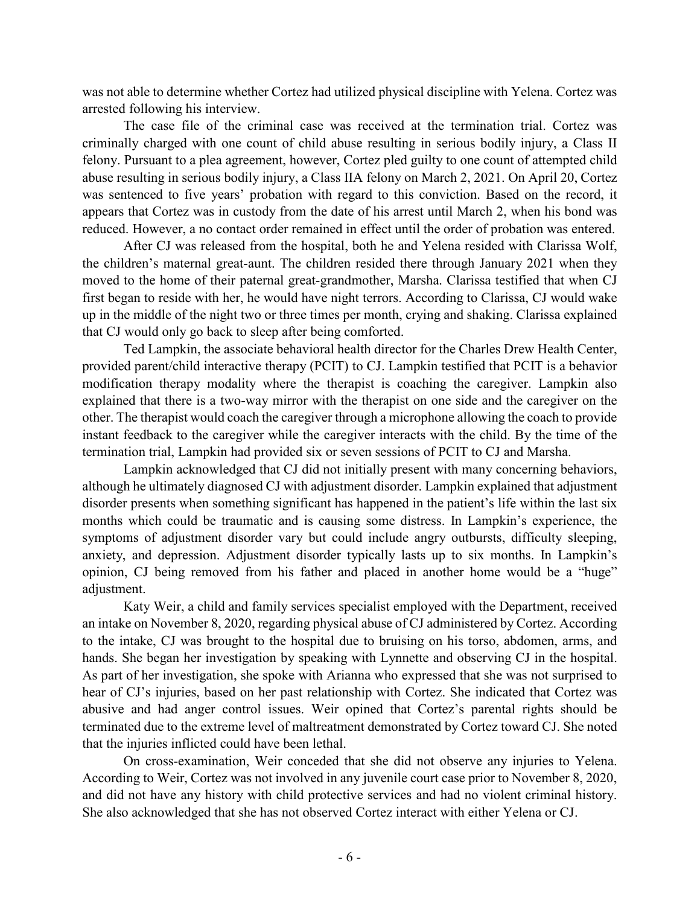was not able to determine whether Cortez had utilized physical discipline with Yelena. Cortez was arrested following his interview.

The case file of the criminal case was received at the termination trial. Cortez was criminally charged with one count of child abuse resulting in serious bodily injury, a Class II felony. Pursuant to a plea agreement, however, Cortez pled guilty to one count of attempted child abuse resulting in serious bodily injury, a Class IIA felony on March 2, 2021. On April 20, Cortez was sentenced to five years' probation with regard to this conviction. Based on the record, it appears that Cortez was in custody from the date of his arrest until March 2, when his bond was reduced. However, a no contact order remained in effect until the order of probation was entered.

After CJ was released from the hospital, both he and Yelena resided with Clarissa Wolf, the children's maternal great-aunt. The children resided there through January 2021 when they moved to the home of their paternal great-grandmother, Marsha. Clarissa testified that when CJ first began to reside with her, he would have night terrors. According to Clarissa, CJ would wake up in the middle of the night two or three times per month, crying and shaking. Clarissa explained that CJ would only go back to sleep after being comforted.

Ted Lampkin, the associate behavioral health director for the Charles Drew Health Center, provided parent/child interactive therapy (PCIT) to CJ. Lampkin testified that PCIT is a behavior modification therapy modality where the therapist is coaching the caregiver. Lampkin also explained that there is a two-way mirror with the therapist on one side and the caregiver on the other. The therapist would coach the caregiver through a microphone allowing the coach to provide instant feedback to the caregiver while the caregiver interacts with the child. By the time of the termination trial, Lampkin had provided six or seven sessions of PCIT to CJ and Marsha.

Lampkin acknowledged that CJ did not initially present with many concerning behaviors, although he ultimately diagnosed CJ with adjustment disorder. Lampkin explained that adjustment disorder presents when something significant has happened in the patient's life within the last six months which could be traumatic and is causing some distress. In Lampkin's experience, the symptoms of adjustment disorder vary but could include angry outbursts, difficulty sleeping, anxiety, and depression. Adjustment disorder typically lasts up to six months. In Lampkin's opinion, CJ being removed from his father and placed in another home would be a "huge" adjustment.

Katy Weir, a child and family services specialist employed with the Department, received an intake on November 8, 2020, regarding physical abuse of CJ administered by Cortez. According to the intake, CJ was brought to the hospital due to bruising on his torso, abdomen, arms, and hands. She began her investigation by speaking with Lynnette and observing CJ in the hospital. As part of her investigation, she spoke with Arianna who expressed that she was not surprised to hear of CJ's injuries, based on her past relationship with Cortez. She indicated that Cortez was abusive and had anger control issues. Weir opined that Cortez's parental rights should be terminated due to the extreme level of maltreatment demonstrated by Cortez toward CJ. She noted that the injuries inflicted could have been lethal.

On cross-examination, Weir conceded that she did not observe any injuries to Yelena. According to Weir, Cortez was not involved in any juvenile court case prior to November 8, 2020, and did not have any history with child protective services and had no violent criminal history. She also acknowledged that she has not observed Cortez interact with either Yelena or CJ.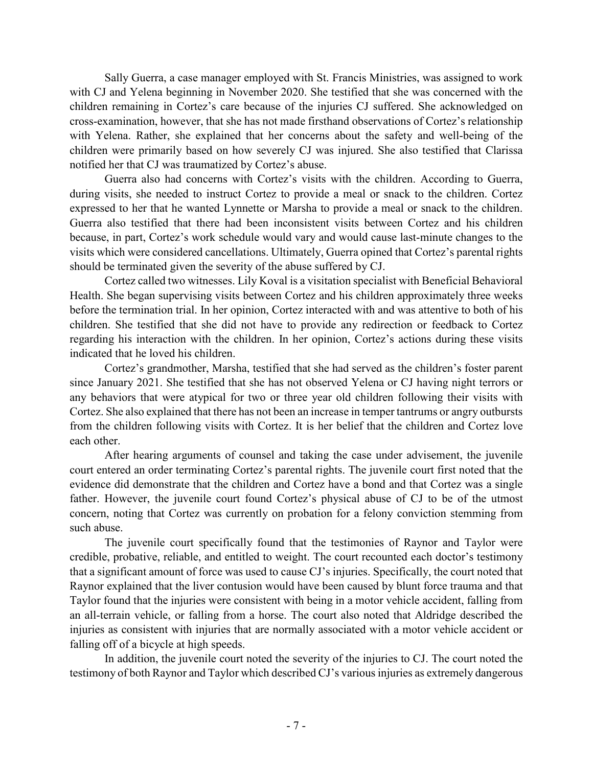Sally Guerra, a case manager employed with St. Francis Ministries, was assigned to work with CJ and Yelena beginning in November 2020. She testified that she was concerned with the children remaining in Cortez's care because of the injuries CJ suffered. She acknowledged on cross-examination, however, that she has not made firsthand observations of Cortez's relationship with Yelena. Rather, she explained that her concerns about the safety and well-being of the children were primarily based on how severely CJ was injured. She also testified that Clarissa notified her that CJ was traumatized by Cortez's abuse.

Guerra also had concerns with Cortez's visits with the children. According to Guerra, during visits, she needed to instruct Cortez to provide a meal or snack to the children. Cortez expressed to her that he wanted Lynnette or Marsha to provide a meal or snack to the children. Guerra also testified that there had been inconsistent visits between Cortez and his children because, in part, Cortez's work schedule would vary and would cause last-minute changes to the visits which were considered cancellations. Ultimately, Guerra opined that Cortez's parental rights should be terminated given the severity of the abuse suffered by CJ.

Cortez called two witnesses. Lily Koval is a visitation specialist with Beneficial Behavioral Health. She began supervising visits between Cortez and his children approximately three weeks before the termination trial. In her opinion, Cortez interacted with and was attentive to both of his children. She testified that she did not have to provide any redirection or feedback to Cortez regarding his interaction with the children. In her opinion, Cortez's actions during these visits indicated that he loved his children.

Cortez's grandmother, Marsha, testified that she had served as the children's foster parent since January 2021. She testified that she has not observed Yelena or CJ having night terrors or any behaviors that were atypical for two or three year old children following their visits with Cortez. She also explained that there has not been an increase in temper tantrums or angry outbursts from the children following visits with Cortez. It is her belief that the children and Cortez love each other.

After hearing arguments of counsel and taking the case under advisement, the juvenile court entered an order terminating Cortez's parental rights. The juvenile court first noted that the evidence did demonstrate that the children and Cortez have a bond and that Cortez was a single father. However, the juvenile court found Cortez's physical abuse of CJ to be of the utmost concern, noting that Cortez was currently on probation for a felony conviction stemming from such abuse.

The juvenile court specifically found that the testimonies of Raynor and Taylor were credible, probative, reliable, and entitled to weight. The court recounted each doctor's testimony that a significant amount of force was used to cause CJ's injuries. Specifically, the court noted that Raynor explained that the liver contusion would have been caused by blunt force trauma and that Taylor found that the injuries were consistent with being in a motor vehicle accident, falling from an all-terrain vehicle, or falling from a horse. The court also noted that Aldridge described the injuries as consistent with injuries that are normally associated with a motor vehicle accident or falling off of a bicycle at high speeds.

In addition, the juvenile court noted the severity of the injuries to CJ. The court noted the testimony of both Raynor and Taylor which described CJ's various injuries as extremely dangerous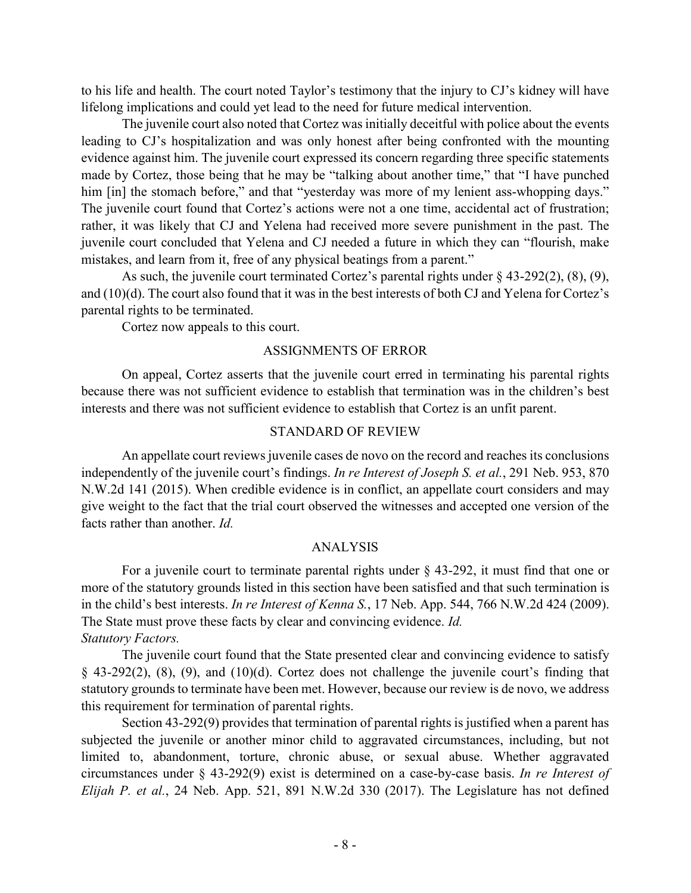to his life and health. The court noted Taylor's testimony that the injury to CJ's kidney will have lifelong implications and could yet lead to the need for future medical intervention.

The juvenile court also noted that Cortez was initially deceitful with police about the events leading to CJ's hospitalization and was only honest after being confronted with the mounting evidence against him. The juvenile court expressed its concern regarding three specific statements made by Cortez, those being that he may be "talking about another time," that "I have punched him [in] the stomach before," and that "yesterday was more of my lenient ass-whopping days." The juvenile court found that Cortez's actions were not a one time, accidental act of frustration; rather, it was likely that CJ and Yelena had received more severe punishment in the past. The juvenile court concluded that Yelena and CJ needed a future in which they can "flourish, make mistakes, and learn from it, free of any physical beatings from a parent."

As such, the juvenile court terminated Cortez's parental rights under § 43-292(2), (8), (9), and (10)(d). The court also found that it was in the best interests of both CJ and Yelena for Cortez's parental rights to be terminated.

Cortez now appeals to this court.

## ASSIGNMENTS OF ERROR

On appeal, Cortez asserts that the juvenile court erred in terminating his parental rights because there was not sufficient evidence to establish that termination was in the children's best interests and there was not sufficient evidence to establish that Cortez is an unfit parent.

## STANDARD OF REVIEW

An appellate court reviews juvenile cases de novo on the record and reaches its conclusions independently of the juvenile court's findings. *In re Interest of Joseph S. et al.*, 291 Neb. 953, 870 N.W.2d 141 (2015). When credible evidence is in conflict, an appellate court considers and may give weight to the fact that the trial court observed the witnesses and accepted one version of the facts rather than another. *Id.*

## ANALYSIS

For a juvenile court to terminate parental rights under § 43-292, it must find that one or more of the statutory grounds listed in this section have been satisfied and that such termination is in the child's best interests. *In re Interest of Kenna S.*, 17 Neb. App. 544, 766 N.W.2d 424 (2009). The State must prove these facts by clear and convincing evidence. *Id.*

*Statutory Factors.*

The juvenile court found that the State presented clear and convincing evidence to satisfy § 43-292(2), (8), (9), and (10)(d). Cortez does not challenge the juvenile court's finding that statutory grounds to terminate have been met. However, because our review is de novo, we address this requirement for termination of parental rights.

Section 43-292(9) provides that termination of parental rights is justified when a parent has subjected the juvenile or another minor child to aggravated circumstances, including, but not limited to, abandonment, torture, chronic abuse, or sexual abuse. Whether aggravated circumstances under § 43-292(9) exist is determined on a case-by-case basis. *In re Interest of Elijah P. et al.*, 24 Neb. App. 521, 891 N.W.2d 330 (2017). The Legislature has not defined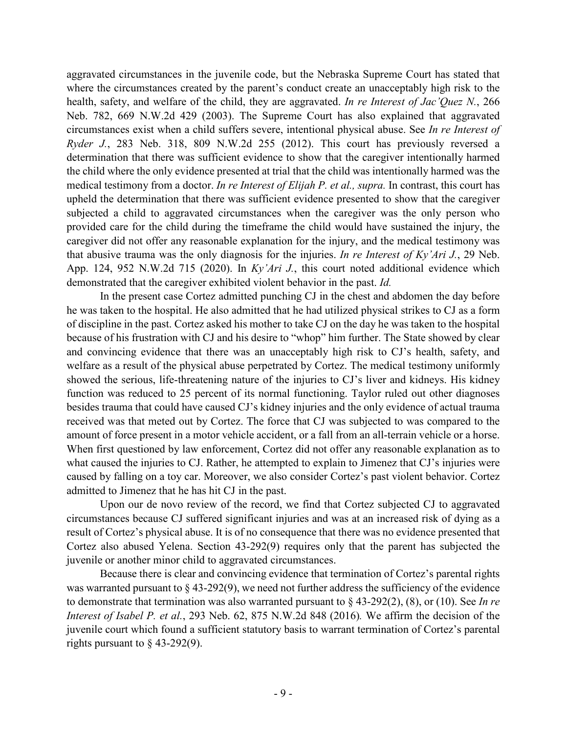aggravated circumstances in the juvenile code, but the Nebraska Supreme Court has stated that where the circumstances created by the parent's conduct create an unacceptably high risk to the health, safety, and welfare of the child, they are aggravated. *In re Interest of Jac'Quez N.*, 266 Neb. 782, 669 N.W.2d 429 (2003). The Supreme Court has also explained that aggravated circumstances exist when a child suffers severe, intentional physical abuse. See *In re Interest of Ryder J.*, 283 Neb. 318, 809 N.W.2d 255 (2012). This court has previously reversed a determination that there was sufficient evidence to show that the caregiver intentionally harmed the child where the only evidence presented at trial that the child was intentionally harmed was the medical testimony from a doctor. *In re Interest of Elijah P. et al., supra.* In contrast, this court has upheld the determination that there was sufficient evidence presented to show that the caregiver subjected a child to aggravated circumstances when the caregiver was the only person who provided care for the child during the timeframe the child would have sustained the injury, the caregiver did not offer any reasonable explanation for the injury, and the medical testimony was that abusive trauma was the only diagnosis for the injuries. *In re Interest of Ky'Ari J.*, 29 Neb. App. 124, 952 N.W.2d 715 (2020). In *Ky'Ari J.*, this court noted additional evidence which demonstrated that the caregiver exhibited violent behavior in the past. *Id.*

In the present case Cortez admitted punching CJ in the chest and abdomen the day before he was taken to the hospital. He also admitted that he had utilized physical strikes to CJ as a form of discipline in the past. Cortez asked his mother to take CJ on the day he was taken to the hospital because of his frustration with CJ and his desire to "whop" him further. The State showed by clear and convincing evidence that there was an unacceptably high risk to CJ's health, safety, and welfare as a result of the physical abuse perpetrated by Cortez. The medical testimony uniformly showed the serious, life-threatening nature of the injuries to CJ's liver and kidneys. His kidney function was reduced to 25 percent of its normal functioning. Taylor ruled out other diagnoses besides trauma that could have caused CJ's kidney injuries and the only evidence of actual trauma received was that meted out by Cortez. The force that CJ was subjected to was compared to the amount of force present in a motor vehicle accident, or a fall from an all-terrain vehicle or a horse. When first questioned by law enforcement, Cortez did not offer any reasonable explanation as to what caused the injuries to CJ. Rather, he attempted to explain to Jimenez that CJ's injuries were caused by falling on a toy car. Moreover, we also consider Cortez's past violent behavior. Cortez admitted to Jimenez that he has hit CJ in the past.

Upon our de novo review of the record, we find that Cortez subjected CJ to aggravated circumstances because CJ suffered significant injuries and was at an increased risk of dying as a result of Cortez's physical abuse. It is of no consequence that there was no evidence presented that Cortez also abused Yelena. Section 43-292(9) requires only that the parent has subjected the juvenile or another minor child to aggravated circumstances.

Because there is clear and convincing evidence that termination of Cortez's parental rights was warranted pursuant to § 43-292(9), we need not further address the sufficiency of the evidence to demonstrate that termination was also warranted pursuant to § 43-292(2), (8), or (10). See *In re Interest of Isabel P. et al.*, 293 Neb. 62, 875 N.W.2d 848 (2016). We affirm the decision of the juvenile court which found a sufficient statutory basis to warrant termination of Cortez's parental rights pursuant to § 43-292(9).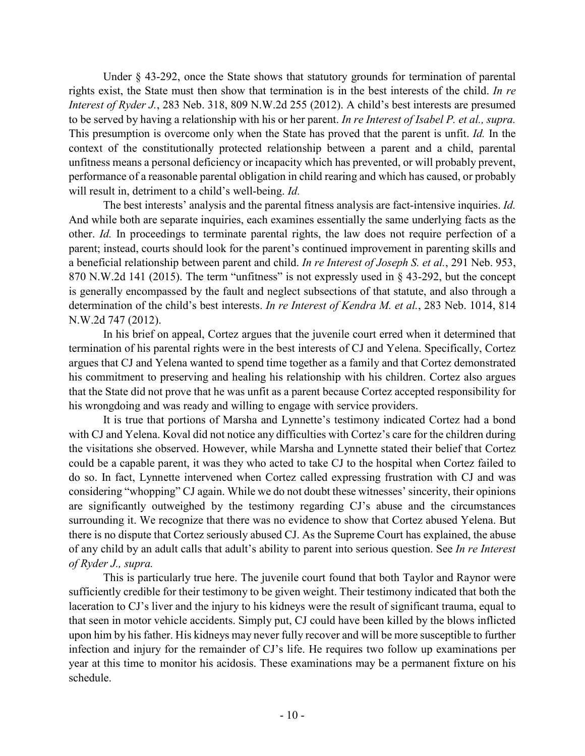Under § 43-292, once the State shows that statutory grounds for termination of parental rights exist, the State must then show that termination is in the best interests of the child. *In re Interest of Ryder J.*, 283 Neb. 318, 809 N.W.2d 255 (2012). A child's best interests are presumed to be served by having a relationship with his or her parent. *In re Interest of Isabel P. et al., supra.* This presumption is overcome only when the State has proved that the parent is unfit. *Id.* In the context of the constitutionally protected relationship between a parent and a child, parental unfitness means a personal deficiency or incapacity which has prevented, or will probably prevent, performance of a reasonable parental obligation in child rearing and which has caused, or probably will result in, detriment to a child's well-being. *Id.*

The best interests' analysis and the parental fitness analysis are fact-intensive inquiries. *Id.* And while both are separate inquiries, each examines essentially the same underlying facts as the other. *Id.* In proceedings to terminate parental rights, the law does not require perfection of a parent; instead, courts should look for the parent's continued improvement in parenting skills and a beneficial relationship between parent and child. *In re Interest of Joseph S. et al.*, 291 Neb. 953, 870 N.W.2d 141 (2015). The term "unfitness" is not expressly used in § 43-292, but the concept is generally encompassed by the fault and neglect subsections of that statute, and also through a determination of the child's best interests. *In re Interest of Kendra M. et al.*, 283 Neb. 1014, 814 N.W.2d 747 (2012).

In his brief on appeal, Cortez argues that the juvenile court erred when it determined that termination of his parental rights were in the best interests of CJ and Yelena. Specifically, Cortez argues that CJ and Yelena wanted to spend time together as a family and that Cortez demonstrated his commitment to preserving and healing his relationship with his children. Cortez also argues that the State did not prove that he was unfit as a parent because Cortez accepted responsibility for his wrongdoing and was ready and willing to engage with service providers.

It is true that portions of Marsha and Lynnette's testimony indicated Cortez had a bond with CJ and Yelena. Koval did not notice any difficulties with Cortez's care for the children during the visitations she observed. However, while Marsha and Lynnette stated their belief that Cortez could be a capable parent, it was they who acted to take CJ to the hospital when Cortez failed to do so. In fact, Lynnette intervened when Cortez called expressing frustration with CJ and was considering "whopping" CJ again. While we do not doubt these witnesses' sincerity, their opinions are significantly outweighed by the testimony regarding CJ's abuse and the circumstances surrounding it. We recognize that there was no evidence to show that Cortez abused Yelena. But there is no dispute that Cortez seriously abused CJ. As the Supreme Court has explained, the abuse of any child by an adult calls that adult's ability to parent into serious question. See *In re Interest of Ryder J., supra.*

This is particularly true here. The juvenile court found that both Taylor and Raynor were sufficiently credible for their testimony to be given weight. Their testimony indicated that both the laceration to CJ's liver and the injury to his kidneys were the result of significant trauma, equal to that seen in motor vehicle accidents. Simply put, CJ could have been killed by the blows inflicted upon him by his father. His kidneys may never fully recover and will be more susceptible to further infection and injury for the remainder of CJ's life. He requires two follow up examinations per year at this time to monitor his acidosis. These examinations may be a permanent fixture on his schedule.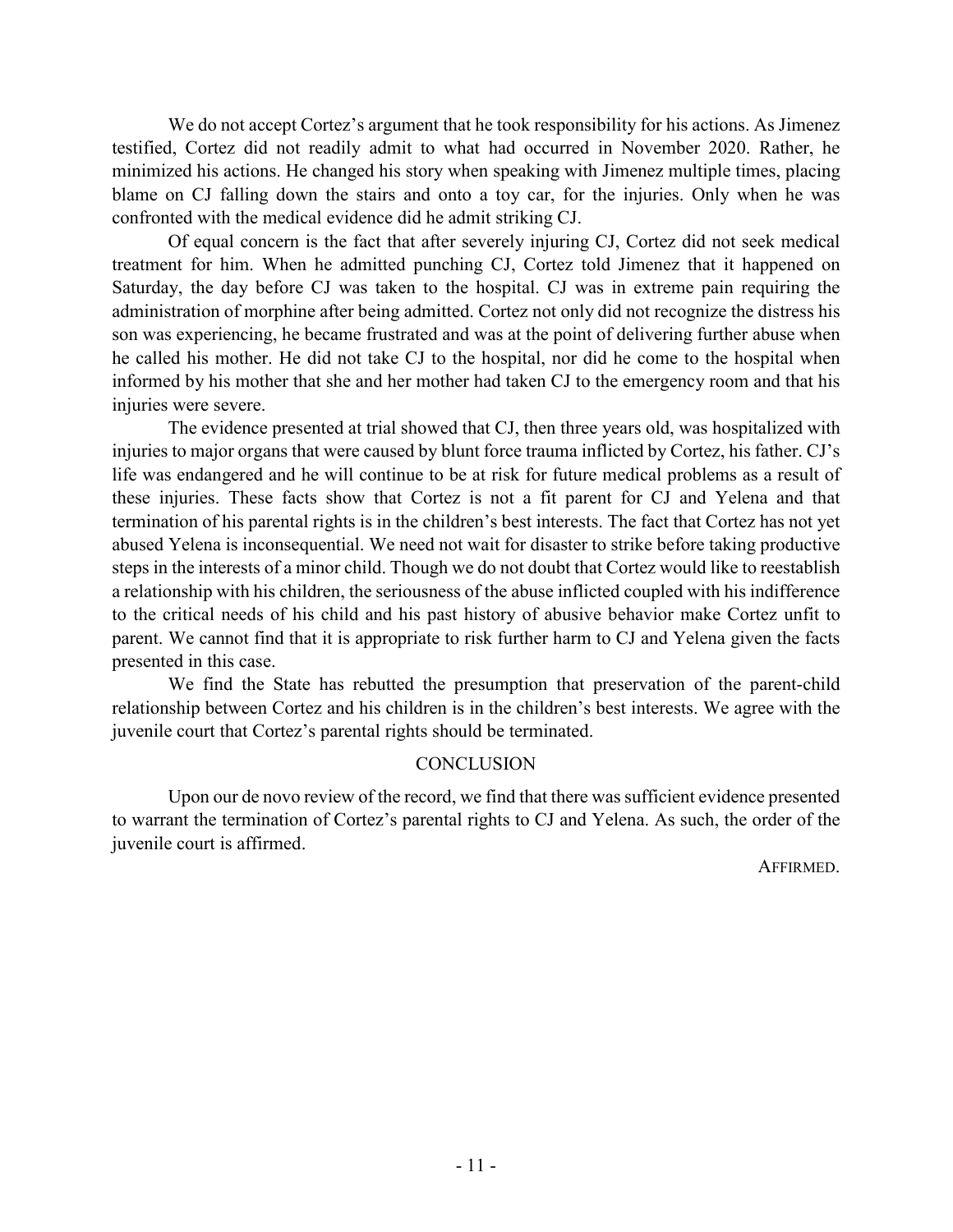We do not accept Cortez's argument that he took responsibility for his actions. As Jimenez testified, Cortez did not readily admit to what had occurred in November 2020. Rather, he minimized his actions. He changed his story when speaking with Jimenez multiple times, placing blame on CJ falling down the stairs and onto a toy car, for the injuries. Only when he was confronted with the medical evidence did he admit striking CJ.

Of equal concern is the fact that after severely injuring CJ, Cortez did not seek medical treatment for him. When he admitted punching CJ, Cortez told Jimenez that it happened on Saturday, the day before CJ was taken to the hospital. CJ was in extreme pain requiring the administration of morphine after being admitted. Cortez not only did not recognize the distress his son was experiencing, he became frustrated and was at the point of delivering further abuse when he called his mother. He did not take CJ to the hospital, nor did he come to the hospital when informed by his mother that she and her mother had taken CJ to the emergency room and that his injuries were severe.

The evidence presented at trial showed that CJ, then three years old, was hospitalized with injuries to major organs that were caused by blunt force trauma inflicted by Cortez, his father. CJ's life was endangered and he will continue to be at risk for future medical problems as a result of these injuries. These facts show that Cortez is not a fit parent for CJ and Yelena and that termination of his parental rights is in the children's best interests. The fact that Cortez has not yet abused Yelena is inconsequential. We need not wait for disaster to strike before taking productive steps in the interests of a minor child. Though we do not doubt that Cortez would like to reestablish a relationship with his children, the seriousness of the abuse inflicted coupled with his indifference to the critical needs of his child and his past history of abusive behavior make Cortez unfit to parent. We cannot find that it is appropriate to risk further harm to CJ and Yelena given the facts presented in this case.

We find the State has rebutted the presumption that preservation of the parent-child relationship between Cortez and his children is in the children's best interests. We agree with the juvenile court that Cortez's parental rights should be terminated.

## CONCLUSION

Upon our de novo review of the record, we find that there was sufficient evidence presented to warrant the termination of Cortez's parental rights to CJ and Yelena. As such, the order of the juvenile court is affirmed.

AFFIRMED.